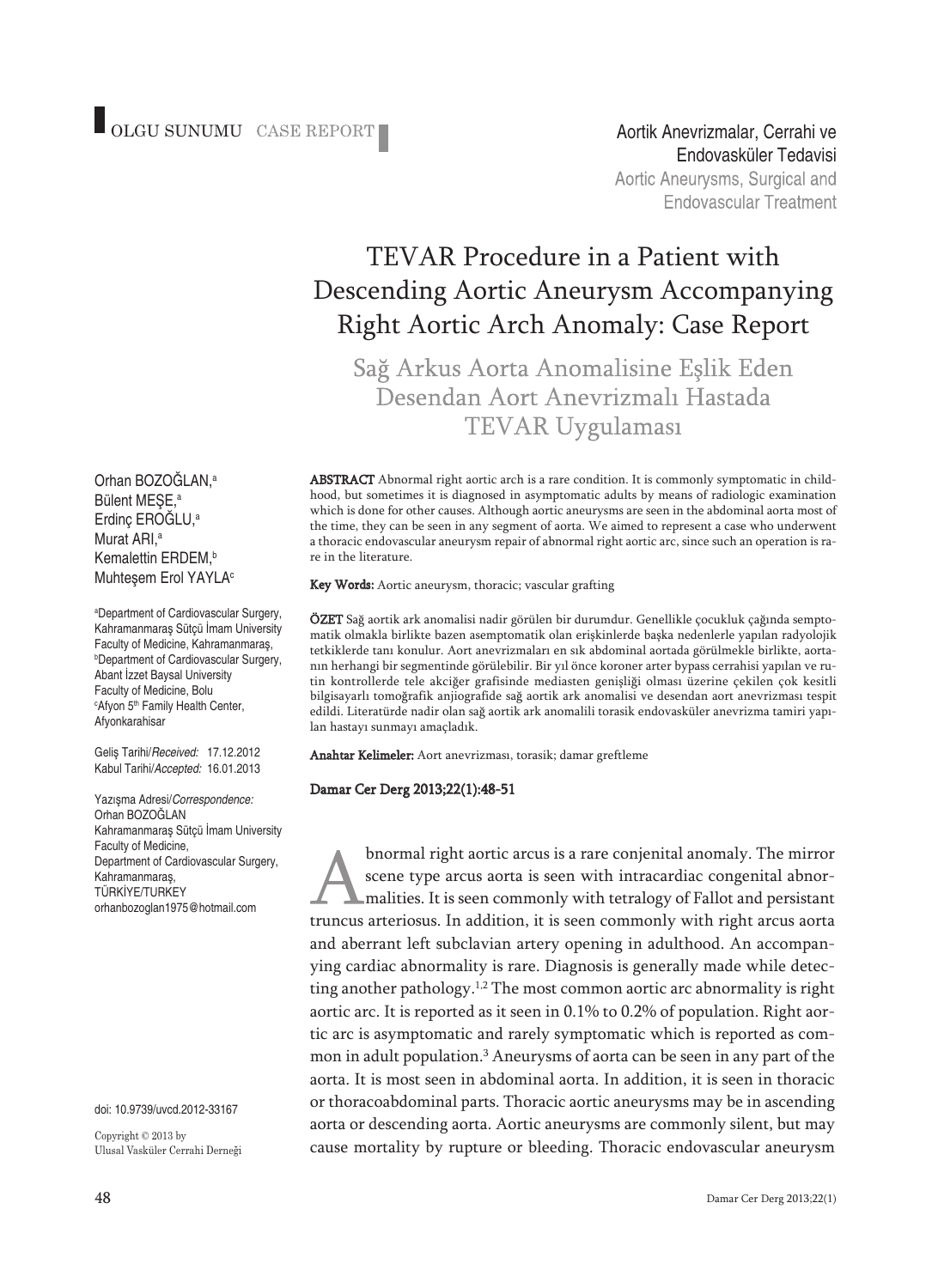OLGU SUNUMU CASE REPORT

Aortik Anevrizmalar, Cerrahi ve Endovasküler Tedavisi
Aortic Aneurysms, Surgical and Endovascular Treatment

# TEVAR Procedure in a Patient with Descending Aortic Aneurysm Accompanying Right Aortic Arch Anomaly: Case Report

## Sağ Arkus Aorta Anomalisine Eşlik Eden Desendan Aort Anevrizmalı Hastada TEVAR Uygulaması

Orhan BOZOĞLAN,[a]
Bülent MEŞE,[a]
Erdinç EROĞLU,[a]
Murat ARI,[a]
Kemalettin ERDEM,[b]
Muhteşem Erol YAYLA[c]

[a]Department of Cardiovascular Surgery, Kahramanmaraş Sütçü İmam University Faculty of Medicine, Kahramanmaraş,
[b]Department of Cardiovascular Surgery, Abant İzzet Baysal University Faculty of Medicine, Bolu
[c]Afyon 5[th] Family Health Center, Afyonkarahisar

Geliş Tarihi/*Received:* 17.12.2012
Kabul Tarihi/*Accepted:* 16.01.2013

Yazışma Adresi/*Correspondence:*
Orhan BOZOĞLAN
Kahramanmaraş Sütçü İmam University Faculty of Medicine,
Department of Cardiovascular Surgery,
Kahramanmaraş,
TÜRKİYE/TURKEY
orhanbozoglan1975@hotmail.com

**ABSTRACT** Abnormal right aortic arch is a rare condition. It is commonly symptomatic in childhood, but sometimes it is diagnosed in asymptomatic adults by means of radiologic examination which is done for other causes. Although aortic aneurysms are seen in the abdominal aorta most of the time, they can be seen in any segment of aorta. We aimed to represent a case who underwent a thoracic endovascular aneurysm repair of abnormal right aortic arc, since such an operation is rare in the literature.

**Key Words:** Aortic aneurysm, thoracic; vascular grafting

**ÖZET** Sağ aortik ark anomalisi nadir görülen bir durumdur. Genellikle çocukluk çağında semptomatik olmakla birlikte bazen asemptomatik olan erişkinlerde başka nedenlerle yapılan radyolojik tetkiklerde tanı konulur. Aort anevrizmaları en sık abdominal aortada görülmekle birlikte, aortanın herhangi bir segmentinde görülebilir. Bir yıl önce koroner arter bypass cerrahisi yapılan ve rutin kontrollerde tele akciğer grafisinde mediasten genişliği olması üzerine çekilen çok kesitli bilgisayarlı tomoğrafik anjiografide sağ aortik ark anomalisi ve desendan aort anevrizması tespit edildi. Literatürde nadir olan sağ aortik ark anomalili torasik endovasküler anevrizma tamiri yapılan hastayı sunmayı amaçladık.

**Anahtar Kelimeler:** Aort anevrizması, torasik; damar greftleme

**Damar Cer Derg 2013;22(1):48-51**

Abnormal right aortic arcus is a rare conjenital anomaly. The mirror scene type arcus aorta is seen with intracardiac congenital abnormalities. It is seen commonly with tetralogy of Fallot and persistant truncus arteriosus. In addition, it is seen commonly with right arcus aorta and aberrant left subclavian artery opening in adulthood. An accompanying cardiac abnormality is rare. Diagnosis is generally made while detecting another pathology.[1,2] The most common aortic arc abnormality is right aortic arc. It is reported as it seen in 0.1% to 0.2% of population. Right aortic arc is asymptomatic and rarely symptomatic which is reported as common in adult population.[3] Aneurysms of aorta can be seen in any part of the aorta. It is most seen in abdominal aorta. In addition, it is seen in thoracic or thoracoabdominal parts. Thoracic aortic aneurysms may be in ascending aorta or descending aorta. Aortic aneurysms are commonly silent, but may cause mortality by rupture or bleeding. Thoracic endovascular aneurysm

doi: 10.9739/uvcd.2012-33167

Copyright © 2013 by
Ulusal Vasküler Cerrahi Derneği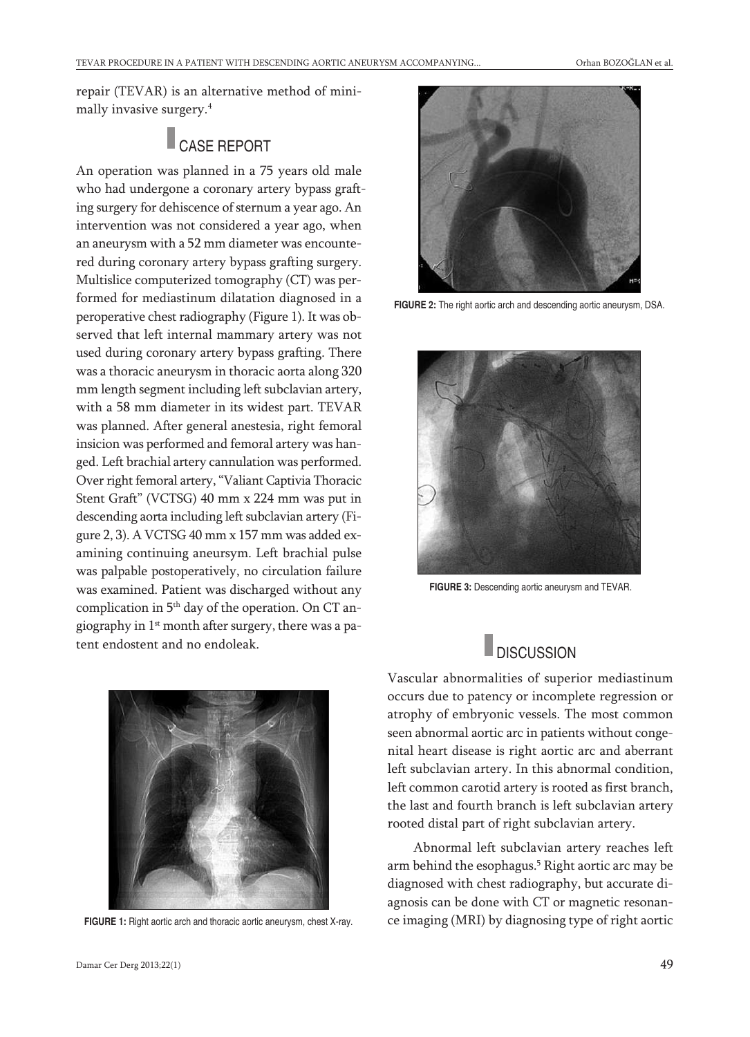repair (TEVAR) is an alternative method of minimally invasive surgery.[4]

## CASE REPORT

An operation was planned in a 75 years old male who had undergone a coronary artery bypass grafting surgery for dehiscence of sternum a year ago. An intervention was not considered a year ago, when an aneurysm with a 52 mm diameter was encountered during coronary artery bypass grafting surgery. Multislice computerized tomography (CT) was performed for mediastinum dilatation diagnosed in a peroperative chest radiography (Figure 1). It was observed that left internal mammary artery was not used during coronary artery bypass grafting. There was a thoracic aneurysm in thoracic aorta along 320 mm length segment including left subclavian artery, with a 58 mm diameter in its widest part. TEVAR was planned. After general anestesia, right femoral insicion was performed and femoral artery was hanged. Left brachial artery cannulation was performed. Over right femoral artery, "Valiant Captivia Thoracic Stent Graft" (VCTSG) 40 mm x 224 mm was put in descending aorta including left subclavian artery (Figure 2, 3). A VCTSG 40 mm x 157 mm was added examining continuing aneursym. Left brachial pulse was palpable postoperatively, no circulation failure was examined. Patient was discharged without any complication in 5th day of the operation. On CT angiography in 1st month after surgery, there was a patent endostent and no endoleak.

FIGURE 1: Right aortic arch and thoracic aortic aneurysm, chest X-ray.

FIGURE 2: The right aortic arch and descending aortic aneurysm, DSA.

FIGURE 3: Descending aortic aneurysm and TEVAR.

## DISCUSSION

Vascular abnormalities of superior mediastinum occurs due to patency or incomplete regression or atrophy of embryonic vessels. The most common seen abnormal aortic arc in patients without congenital heart disease is right aortic arc and aberrant left subclavian artery. In this abnormal condition, left common carotid artery is rooted as first branch, the last and fourth branch is left subclavian artery rooted distal part of right subclavian artery.

Abnormal left subclavian artery reaches left arm behind the esophagus.[5] Right aortic arc may be diagnosed with chest radiography, but accurate diagnosis can be done with CT or magnetic resonance imaging (MRI) by diagnosing type of right aortic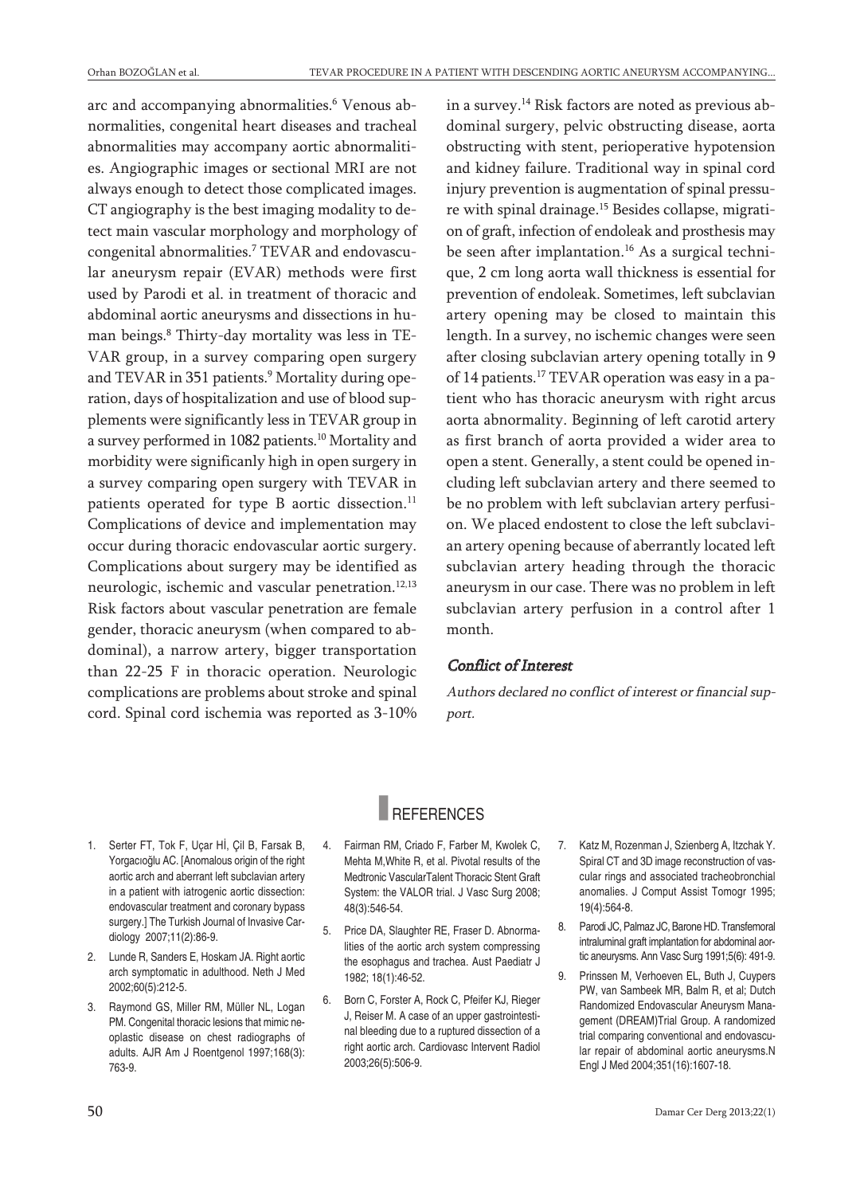arc and accompanying abnormalities.[6] Venous abnormalities, congenital heart diseases and tracheal abnormalities may accompany aortic abnormalities. Angiographic images or sectional MRI are not always enough to detect those complicated images. CT angiography is the best imaging modality to detect main vascular morphology and morphology of congenital abnormalities.[7] TEVAR and endovascular aneurysm repair (EVAR) methods were first used by Parodi et al. in treatment of thoracic and abdominal aortic aneurysms and dissections in human beings.[8] Thirty-day mortality was less in TEVAR group, in a survey comparing open surgery and TEVAR in 351 patients.[9] Mortality during operation, days of hospitalization and use of blood supplements were significantly less in TEVAR group in a survey performed in 1082 patients.[10] Mortality and morbidity were significanly high in open surgery in a survey comparing open surgery with TEVAR in patients operated for type B aortic dissection.[11] Complications of device and implementation may occur during thoracic endovascular aortic surgery. Complications about surgery may be identified as neurologic, ischemic and vascular penetration.[12,13] Risk factors about vascular penetration are female gender, thoracic aneurysm (when compared to abdominal), a narrow artery, bigger transportation than 22-25 F in thoracic operation. Neurologic complications are problems about stroke and spinal cord. Spinal cord ischemia was reported as 3-10% in a survey.[14] Risk factors are noted as previous abdominal surgery, pelvic obstructing disease, aorta obstructing with stent, perioperative hypotension and kidney failure. Traditional way in spinal cord injury prevention is augmentation of spinal pressure with spinal drainage.[15] Besides collapse, migration of graft, infection of endoleak and prosthesis may be seen after implantation.[16] As a surgical technique, 2 cm long aorta wall thickness is essential for prevention of endoleak. Sometimes, left subclavian artery opening may be closed to maintain this length. In a survey, no ischemic changes were seen after closing subclavian artery opening totally in 9 of 14 patients.[17] TEVAR operation was easy in a patient who has thoracic aneurysm with right arcus aorta abnormality. Beginning of left carotid artery as first branch of aorta provided a wider area to open a stent. Generally, a stent could be opened including left subclavian artery and there seemed to be no problem with left subclavian artery perfusion. We placed endostent to close the left subclavian artery opening because of aberrantly located left subclavian artery heading through the thoracic aneurysm in our case. There was no problem in left subclavian artery perfusion in a control after 1 month.

### *Conflict of Interest*

*Authors declared no conflict of interest or financial support.*

## REFERENCES

1. Serter FT, Tok F, Uçar Hİ, Çil B, Farsak B, Yorgacıoğlu AC. [Anomalous origin of the right aortic arch and aberrant left subclavian artery in a patient with iatrogenic aortic dissection: endovascular treatment and coronary bypass surgery.] The Turkish Journal of Invasive Cardiology 2007;11(2):86-9.
2. Lunde R, Sanders E, Hoskam JA. Right aortic arch symptomatic in adulthood. Neth J Med 2002;60(5):212-5.
3. Raymond GS, Miller RM, Müller NL, Logan PM. Congenital thoracic lesions that mimic neoplastic disease on chest radiographs of adults. AJR Am J Roentgenol 1997;168(3): 763-9.
4. Fairman RM, Criado F, Farber M, Kwolek C, Mehta M,White R, et al. Pivotal results of the Medtronic VascularTalent Thoracic Stent Graft System: the VALOR trial. J Vasc Surg 2008; 48(3):546-54.
5. Price DA, Slaughter RE, Fraser D. Abnormalities of the aortic arch system compressing the esophagus and trachea. Aust Paediatr J 1982; 18(1):46-52.
6. Born C, Forster A, Rock C, Pfeifer KJ, Rieger J, Reiser M. A case of an upper gastrointestinal bleeding due to a ruptured dissection of a right aortic arch. Cardiovasc Intervent Radiol 2003;26(5):506-9.
7. Katz M, Rozenman J, Szienberg A, Itzchak Y. Spiral CT and 3D image reconstruction of vascular rings and associated tracheobronchial anomalies. J Comput Assist Tomogr 1995; 19(4):564-8.
8. Parodi JC, Palmaz JC, Barone HD. Transfemoral intraluminal graft implantation for abdominal aortic aneurysms. Ann Vasc Surg 1991;5(6): 491-9.
9. Prinssen M, Verhoeven EL, Buth J, Cuypers PW, van Sambeek MR, Balm R, et al; Dutch Randomized Endovascular Aneurysm Management (DREAM)Trial Group. A randomized trial comparing conventional and endovascular repair of abdominal aortic aneurysms.N Engl J Med 2004;351(16):1607-18.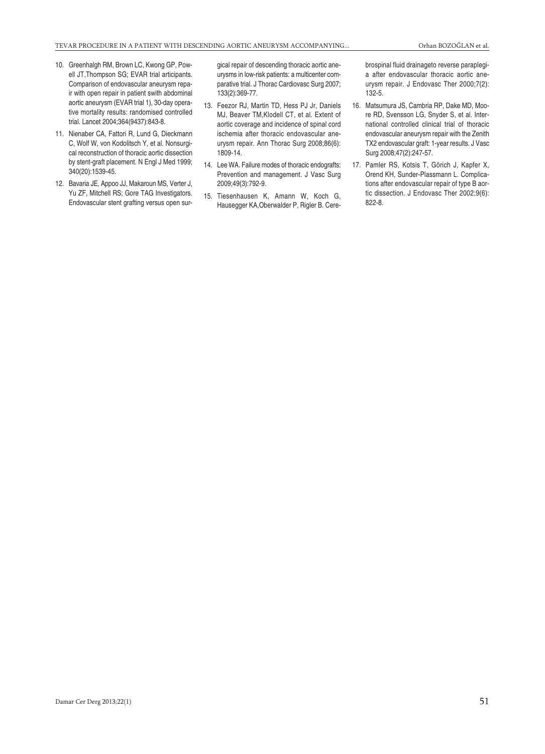10. Greenhalgh RM, Brown LC, Kwong GP, Powell JT,Thompson SG; EVAR trial articipants. Comparison of endovascular aneurysm repair with open repair in patient swith abdominal aortic aneurysm (EVAR trial 1), 30-day operative mortality results: randomised controlled trial. Lancet 2004;364(9437):843-8.
11. Nienaber CA, Fattori R, Lund G, Dieckmann C, Wolf W, von Kodolitsch Y, et al. Nonsurgical reconstruction of thoracic aortic dissection by stent-graft placement. N Engl J Med 1999; 340(20):1539-45.
12. Bavaria JE, Appoo JJ, Makaroun MS, Verter J, Yu ZF, Mitchell RS; Gore TAG Investigators. Endovascular stent grafting versus open surgical repair of descending thoracic aortic aneurysms in low-risk patients: a multicenter comparative trial. J Thorac Cardiovasc Surg 2007; 133(2):369-77.
13. Feezor RJ, Martin TD, Hess PJ Jr, Daniels MJ, Beaver TM,Klodell CT, et al. Extent of aortic coverage and incidence of spinal cord ischemia after thoracic endovascular aneurysm repair. Ann Thorac Surg 2008;86(6): 1809-14.
14. Lee WA. Failure modes of thoracic endografts: Prevention and management. J Vasc Surg 2009;49(3):792-9.
15. Tiesenhausen K, Amann W, Koch G, Hausegger KA,Oberwalder P, Rigler B. Cerebrospinal fluid drainageto reverse paraplegia after endovascular thoracic aortic aneurysm repair. J Endovasc Ther 2000;7(2): 132-5.
16. Matsumura JS, Cambria RP, Dake MD, Moore RD, Svensson LG, Snyder S, et al. International controlled clinical trial of thoracic endovascular aneurysm repair with the Zenith TX2 endovascular graft: 1-year results. J Vasc Surg 2008;47(2):247-57.
17. Pamler RS, Kotsis T, Görich J, Kapfer X, Orend KH, Sunder-Plassmann L. Complications after endovascular repair of type B aortic dissection. J Endovasc Ther 2002;9(6): 822-8.